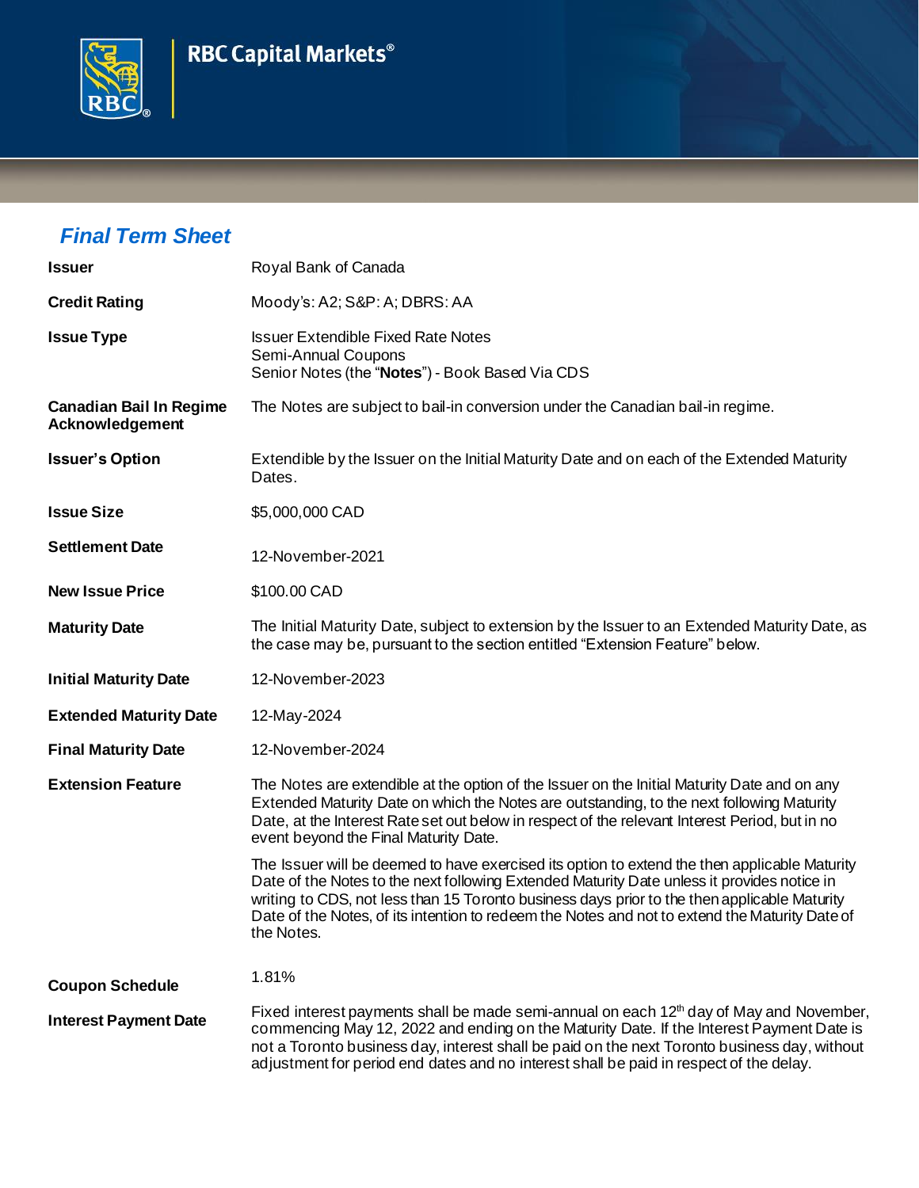RBC Capital Markets®

## *Final Term Sheet*

| | |
|---|---|
| **Issuer** | Royal Bank of Canada |
| **Credit Rating** | Moody's: A2; S&P: A; DBRS: AA |
| **Issue Type** | Issuer Extendible Fixed Rate Notes<br>Semi-Annual Coupons<br>Senior Notes (the "**Notes**") - Book Based Via CDS |
| **Canadian Bail In Regime Acknowledgement** | The Notes are subject to bail-in conversion under the Canadian bail-in regime. |
| **Issuer's Option** | Extendible by the Issuer on the Initial Maturity Date and on each of the Extended Maturity Dates. |
| **Issue Size** | $5,000,000 CAD |
| **Settlement Date** | 12-November-2021 |
| **New Issue Price** | $100.00 CAD |
| **Maturity Date** | The Initial Maturity Date, subject to extension by the Issuer to an Extended Maturity Date, as the case may be, pursuant to the section entitled "Extension Feature" below. |
| **Initial Maturity Date** | 12-November-2023 |
| **Extended Maturity Date** | 12-May-2024 |
| **Final Maturity Date** | 12-November-2024 |
| **Extension Feature** | The Notes are extendible at the option of the Issuer on the Initial Maturity Date and on any Extended Maturity Date on which the Notes are outstanding, to the next following Maturity Date, at the Interest Rate set out below in respect of the relevant Interest Period, but in no event beyond the Final Maturity Date.<br><br>The Issuer will be deemed to have exercised its option to extend the then applicable Maturity Date of the Notes to the next following Extended Maturity Date unless it provides notice in writing to CDS, not less than 15 Toronto business days prior to the then applicable Maturity Date of the Notes, of its intention to redeem the Notes and not to extend the Maturity Date of the Notes. |
| **Coupon Schedule** | 1.81% |
| **Interest Payment Date** | Fixed interest payments shall be made semi-annual on each 12th day of May and November, commencing May 12, 2022 and ending on the Maturity Date. If the Interest Payment Date is not a Toronto business day, interest shall be paid on the next Toronto business day, without adjustment for period end dates and no interest shall be paid in respect of the delay. |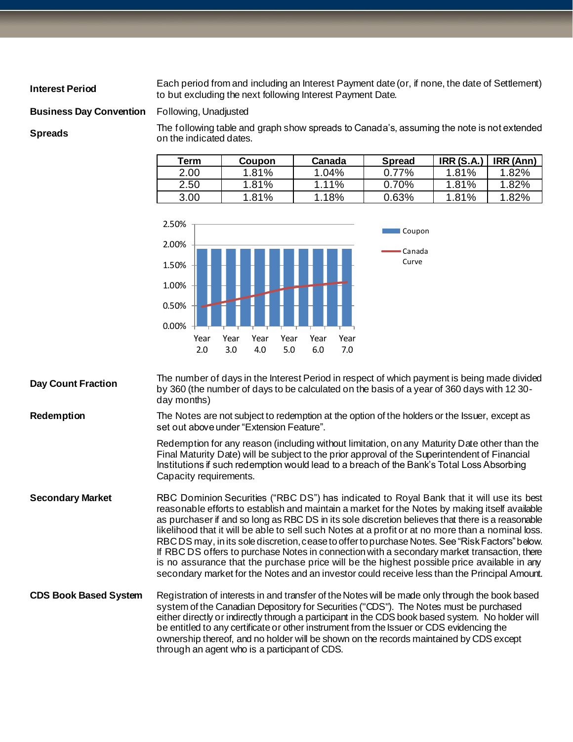**Interest Period** — Each period from and including an Interest Payment date (or, if none, the date of Settlement) to but excluding the next following Interest Payment Date.

**Business Day Convention** — Following, Unadjusted

**Spreads** — The following table and graph show spreads to Canada's, assuming the note is not extended on the indicated dates.

| Term | Coupon | Canada | Spread | IRR (S.A.) | IRR (Ann) |
|---|---|---|---|---|---|
| 2.00 | 1.81% | 1.04% | 0.77% | 1.81% | 1.82% |
| 2.50 | 1.81% | 1.11% | 0.70% | 1.81% | 1.82% |
| 3.00 | 1.81% | 1.18% | 0.63% | 1.81% | 1.82% |

**Day Count Fraction** — The number of days in the Interest Period in respect of which payment is being made divided by 360 (the number of days to be calculated on the basis of a year of 360 days with 12 30-day months)

**Redemption** — The Notes are not subject to redemption at the option of the holders or the Issuer, except as set out above under "Extension Feature".

Redemption for any reason (including without limitation, on any Maturity Date other than the Final Maturity Date) will be subject to the prior approval of the Superintendent of Financial Institutions if such redemption would lead to a breach of the Bank's Total Loss Absorbing Capacity requirements.

**Secondary Market** — RBC Dominion Securities ("RBC DS") has indicated to Royal Bank that it will use its best reasonable efforts to establish and maintain a market for the Notes by making itself available as purchaser if and so long as RBC DS in its sole discretion believes that there is a reasonable likelihood that it will be able to sell such Notes at a profit or at no more than a nominal loss. RBC DS may, in its sole discretion, cease to offer to purchase Notes. See "Risk Factors" below. If RBC DS offers to purchase Notes in connection with a secondary market transaction, there is no assurance that the purchase price will be the highest possible price available in any secondary market for the Notes and an investor could receive less than the Principal Amount.

**CDS Book Based System** — Registration of interests in and transfer of the Notes will be made only through the book based system of the Canadian Depository for Securities ("CDS"). The Notes must be purchased either directly or indirectly through a participant in the CDS book based system. No holder will be entitled to any certificate or other instrument from the Issuer or CDS evidencing the ownership thereof, and no holder will be shown on the records maintained by CDS except through an agent who is a participant of CDS.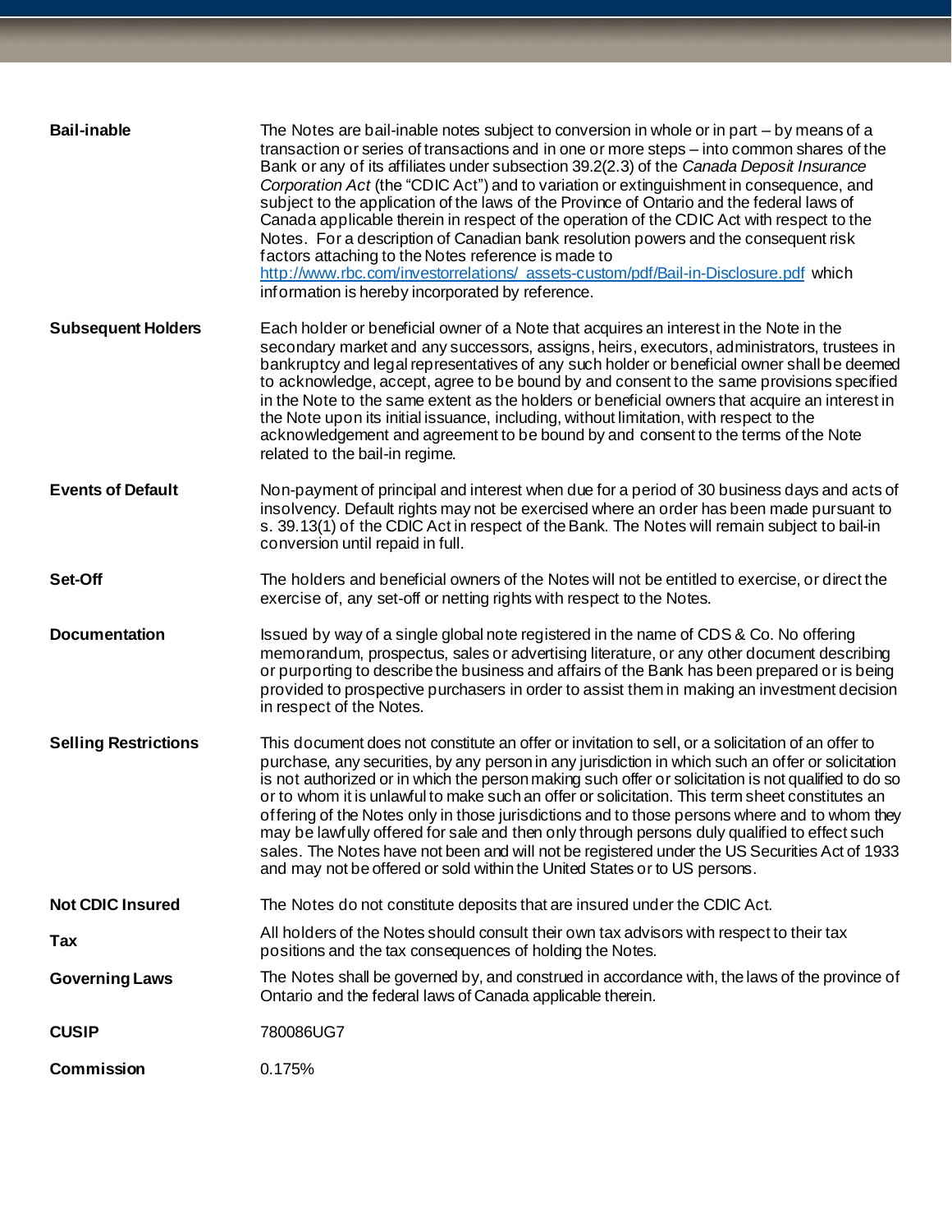| | |
|---|---|
| **Bail-inable** | The Notes are bail-inable notes subject to conversion in whole or in part – by means of a transaction or series of transactions and in one or more steps – into common shares of the Bank or any of its affiliates under subsection 39.2(2.3) of the *Canada Deposit Insurance Corporation Act* (the "CDIC Act") and to variation or extinguishment in consequence, and subject to the application of the laws of the Province of Ontario and the federal laws of Canada applicable therein in respect of the operation of the CDIC Act with respect to the Notes. For a description of Canadian bank resolution powers and the consequent risk factors attaching to the Notes reference is made to http://www.rbc.com/investorrelations/_assets-custom/pdf/Bail-in-Disclosure.pdf which information is hereby incorporated by reference. |
| **Subsequent Holders** | Each holder or beneficial owner of a Note that acquires an interest in the Note in the secondary market and any successors, assigns, heirs, executors, administrators, trustees in bankruptcy and legal representatives of any such holder or beneficial owner shall be deemed to acknowledge, accept, agree to be bound by and consent to the same provisions specified in the Note to the same extent as the holders or beneficial owners that acquire an interest in the Note upon its initial issuance, including, without limitation, with respect to the acknowledgement and agreement to be bound by and consent to the terms of the Note related to the bail-in regime. |
| **Events of Default** | Non-payment of principal and interest when due for a period of 30 business days and acts of insolvency. Default rights may not be exercised where an order has been made pursuant to s. 39.13(1) of the CDIC Act in respect of the Bank. The Notes will remain subject to bail-in conversion until repaid in full. |
| **Set-Off** | The holders and beneficial owners of the Notes will not be entitled to exercise, or direct the exercise of, any set-off or netting rights with respect to the Notes. |
| **Documentation** | Issued by way of a single global note registered in the name of CDS & Co. No offering memorandum, prospectus, sales or advertising literature, or any other document describing or purporting to describe the business and affairs of the Bank has been prepared or is being provided to prospective purchasers in order to assist them in making an investment decision in respect of the Notes. |
| **Selling Restrictions** | This document does not constitute an offer or invitation to sell, or a solicitation of an offer to purchase, any securities, by any person in any jurisdiction in which such an offer or solicitation is not authorized or in which the person making such offer or solicitation is not qualified to do so or to whom it is unlawful to make such an offer or solicitation. This term sheet constitutes an offering of the Notes only in those jurisdictions and to those persons where and to whom they may be lawfully offered for sale and then only through persons duly qualified to effect such sales. The Notes have not been and will not be registered under the US Securities Act of 1933 and may not be offered or sold within the United States or to US persons. |
| **Not CDIC Insured** | The Notes do not constitute deposits that are insured under the CDIC Act. |
| **Tax** | All holders of the Notes should consult their own tax advisors with respect to their tax positions and the tax consequences of holding the Notes. |
| **Governing Laws** | The Notes shall be governed by, and construed in accordance with, the laws of the province of Ontario and the federal laws of Canada applicable therein. |
| **CUSIP** | 780086UG7 |
| **Commission** | 0.175% |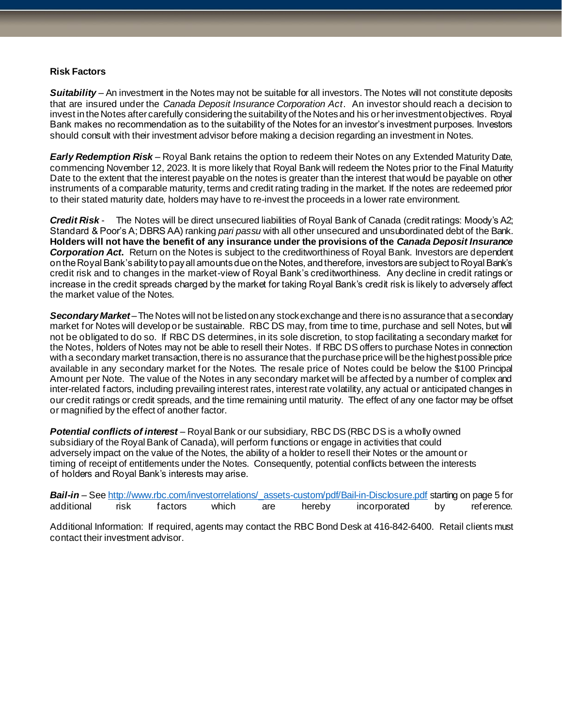**Risk Factors**

***Suitability*** – An investment in the Notes may not be suitable for all investors. The Notes will not constitute deposits that are insured under the *Canada Deposit Insurance Corporation Act*. An investor should reach a decision to invest in the Notes after carefully considering the suitability of the Notes and his or her investment objectives. Royal Bank makes no recommendation as to the suitability of the Notes for an investor's investment purposes. Investors should consult with their investment advisor before making a decision regarding an investment in Notes.

***Early Redemption Risk*** – Royal Bank retains the option to redeem their Notes on any Extended Maturity Date, commencing November 12, 2023. It is more likely that Royal Bank will redeem the Notes prior to the Final Maturity Date to the extent that the interest payable on the notes is greater than the interest that would be payable on other instruments of a comparable maturity, terms and credit rating trading in the market. If the notes are redeemed prior to their stated maturity date, holders may have to re-invest the proceeds in a lower rate environment.

***Credit Risk*** - The Notes will be direct unsecured liabilities of Royal Bank of Canada (credit ratings: Moody's A2; Standard & Poor's A; DBRS AA) ranking *pari passu* with all other unsecured and unsubordinated debt of the Bank. **Holders will not have the benefit of any insurance under the provisions of the *Canada Deposit Insurance Corporation Act*.** Return on the Notes is subject to the creditworthiness of Royal Bank. Investors are dependent on the Royal Bank's ability to pay all amounts due on the Notes, and therefore, investors are subject to Royal Bank's credit risk and to changes in the market-view of Royal Bank's creditworthiness. Any decline in credit ratings or increase in the credit spreads charged by the market for taking Royal Bank's credit risk is likely to adversely affect the market value of the Notes.

***Secondary Market*** – The Notes will not be listed on any stock exchange and there is no assurance that a secondary market for Notes will develop or be sustainable. RBC DS may, from time to time, purchase and sell Notes, but will not be obligated to do so. If RBC DS determines, in its sole discretion, to stop facilitating a secondary market for the Notes, holders of Notes may not be able to resell their Notes. If RBC DS offers to purchase Notes in connection with a secondary market transaction, there is no assurance that the purchase price will be the highest possible price available in any secondary market for the Notes. The resale price of Notes could be below the $100 Principal Amount per Note. The value of the Notes in any secondary market will be affected by a number of complex and inter-related factors, including prevailing interest rates, interest rate volatility, any actual or anticipated changes in our credit ratings or credit spreads, and the time remaining until maturity. The effect of any one factor may be offset or magnified by the effect of another factor.

***Potential conflicts of interest*** – Royal Bank or our subsidiary, RBC DS (RBC DS is a wholly owned subsidiary of the Royal Bank of Canada), will perform functions or engage in activities that could adversely impact on the value of the Notes, the ability of a holder to resell their Notes or the amount or timing of receipt of entitlements under the Notes. Consequently, potential conflicts between the interests of holders and Royal Bank's interests may arise.

***Bail-in*** – See [http://www.rbc.com/investorrelations/_assets-custom/pdf/Bail-in-Disclosure.pdf](http://www.rbc.com/investorrelations/_assets-custom/pdf/Bail-in-Disclosure.pdf) starting on page 5 for additional risk factors which are hereby incorporated by reference.

Additional Information: If required, agents may contact the RBC Bond Desk at 416-842-6400. Retail clients must contact their investment advisor.